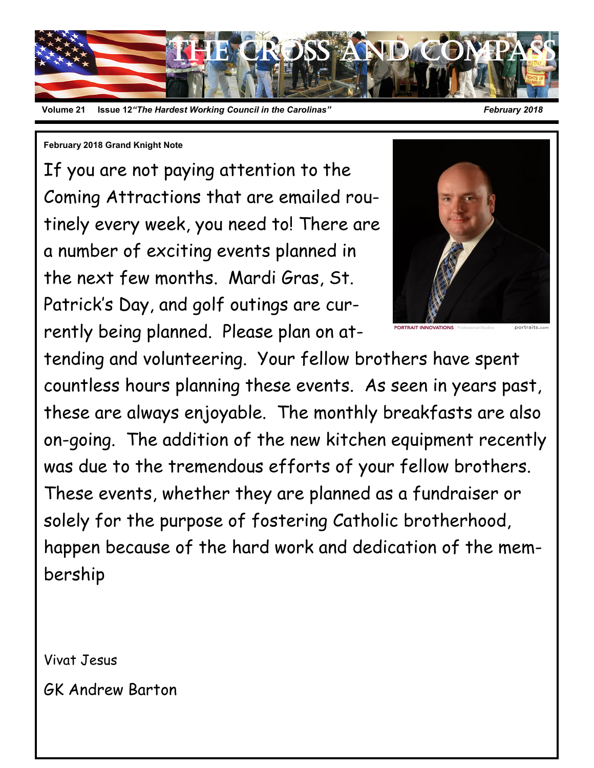# The Cross and Compass

Volume 21 Issue 12 *"The Hardest Working Council in the Carolinas"* *February 2018*

**February 2018 Grand Knight Note**

If you are not paying attention to the Coming Attractions that are emailed routinely every week, you need to! There are a number of exciting events planned in the next few months. Mardi Gras, St. Patrick's Day, and golf outings are currently being planned. Please plan on attending and volunteering. Your fellow brothers have spent countless hours planning these events. As seen in years past, these are always enjoyable. The monthly breakfasts are also on-going. The addition of the new kitchen equipment recently was due to the tremendous efforts of your fellow brothers. These events, whether they are planned as a fundraiser or solely for the purpose of fostering Catholic brotherhood, happen because of the hard work and dedication of the membership

Vivat Jesus

GK Andrew Barton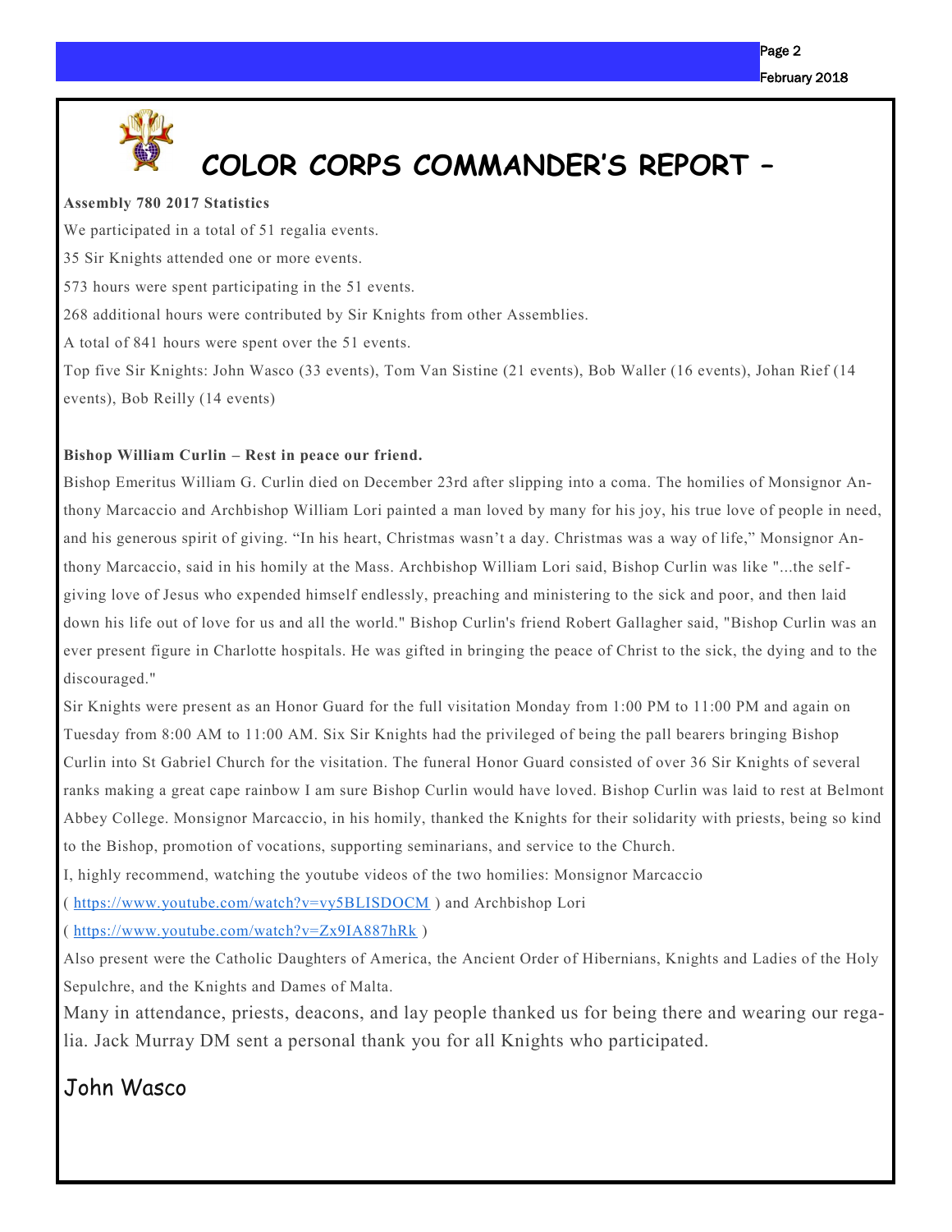# COLOR CORPS COMMANDER'S REPORT –

**Assembly 780 2017 Statistics**

We participated in a total of 51 regalia events.

35 Sir Knights attended one or more events.

573 hours were spent participating in the 51 events.

268 additional hours were contributed by Sir Knights from other Assemblies.

A total of 841 hours were spent over the 51 events.

Top five Sir Knights: John Wasco (33 events), Tom Van Sistine (21 events), Bob Waller (16 events), Johan Rief (14 events), Bob Reilly (14 events)

**Bishop William Curlin – Rest in peace our friend.**

Bishop Emeritus William G. Curlin died on December 23rd after slipping into a coma. The homilies of Monsignor Anthony Marcaccio and Archbishop William Lori painted a man loved by many for his joy, his true love of people in need, and his generous spirit of giving. "In his heart, Christmas wasn't a day. Christmas was a way of life," Monsignor Anthony Marcaccio, said in his homily at the Mass. Archbishop William Lori said, Bishop Curlin was like "...the self-giving love of Jesus who expended himself endlessly, preaching and ministering to the sick and poor, and then laid down his life out of love for us and all the world." Bishop Curlin's friend Robert Gallagher said, "Bishop Curlin was an ever present figure in Charlotte hospitals. He was gifted in bringing the peace of Christ to the sick, the dying and to the discouraged."

Sir Knights were present as an Honor Guard for the full visitation Monday from 1:00 PM to 11:00 PM and again on Tuesday from 8:00 AM to 11:00 AM. Six Sir Knights had the privileged of being the pall bearers bringing Bishop Curlin into St Gabriel Church for the visitation. The funeral Honor Guard consisted of over 36 Sir Knights of several ranks making a great cape rainbow I am sure Bishop Curlin would have loved. Bishop Curlin was laid to rest at Belmont Abbey College. Monsignor Marcaccio, in his homily, thanked the Knights for their solidarity with priests, being so kind to the Bishop, promotion of vocations, supporting seminarians, and service to the Church.

I, highly recommend, watching the youtube videos of the two homilies: Monsignor Marcaccio ( https://www.youtube.com/watch?v=vy5BLISDOCM ) and Archbishop Lori ( https://www.youtube.com/watch?v=Zx9IA887hRk )

Also present were the Catholic Daughters of America, the Ancient Order of Hibernians, Knights and Ladies of the Holy Sepulchre, and the Knights and Dames of Malta.

Many in attendance, priests, deacons, and lay people thanked us for being there and wearing our regalia. Jack Murray DM sent a personal thank you for all Knights who participated.

John Wasco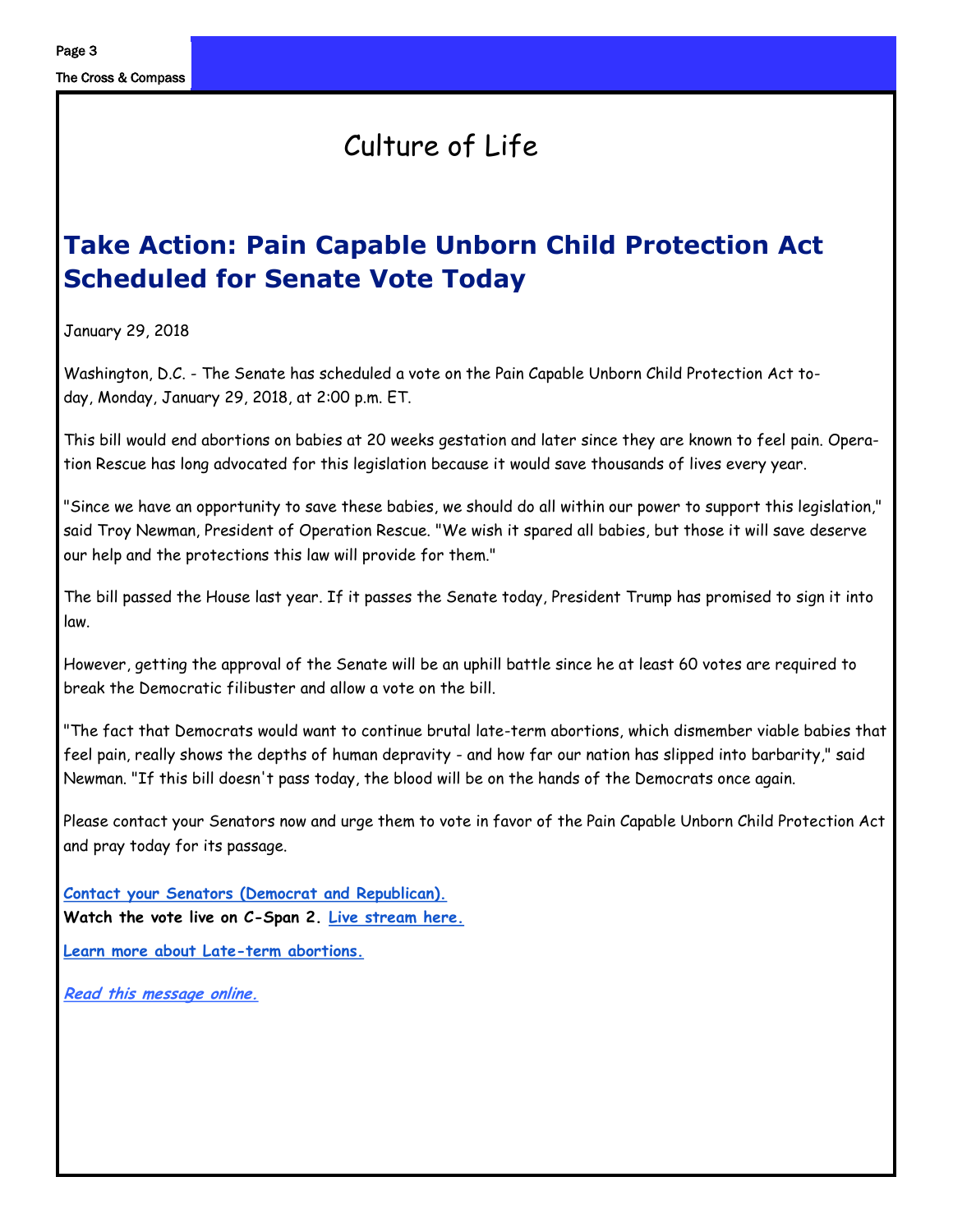# Culture of Life

## Take Action: Pain Capable Unborn Child Protection Act Scheduled for Senate Vote Today

January 29, 2018

Washington, D.C. - The Senate has scheduled a vote on the Pain Capable Unborn Child Protection Act today, Monday, January 29, 2018, at 2:00 p.m. ET.

This bill would end abortions on babies at 20 weeks gestation and later since they are known to feel pain. Operation Rescue has long advocated for this legislation because it would save thousands of lives every year.

"Since we have an opportunity to save these babies, we should do all within our power to support this legislation," said Troy Newman, President of Operation Rescue. "We wish it spared all babies, but those it will save deserve our help and the protections this law will provide for them."

The bill passed the House last year. If it passes the Senate today, President Trump has promised to sign it into law.

However, getting the approval of the Senate will be an uphill battle since he at least 60 votes are required to break the Democratic filibuster and allow a vote on the bill.

"The fact that Democrats would want to continue brutal late-term abortions, which dismember viable babies that feel pain, really shows the depths of human depravity - and how far our nation has slipped into barbarity," said Newman. "If this bill doesn't pass today, the blood will be on the hands of the Democrats once again.

Please contact your Senators now and urge them to vote in favor of the Pain Capable Unborn Child Protection Act and pray today for its passage.

**Contact your Senators (Democrat and Republican).**
**Watch the vote live on C-Span 2. Live stream here.**

**Learn more about Late-term abortions.**

***Read this message online.***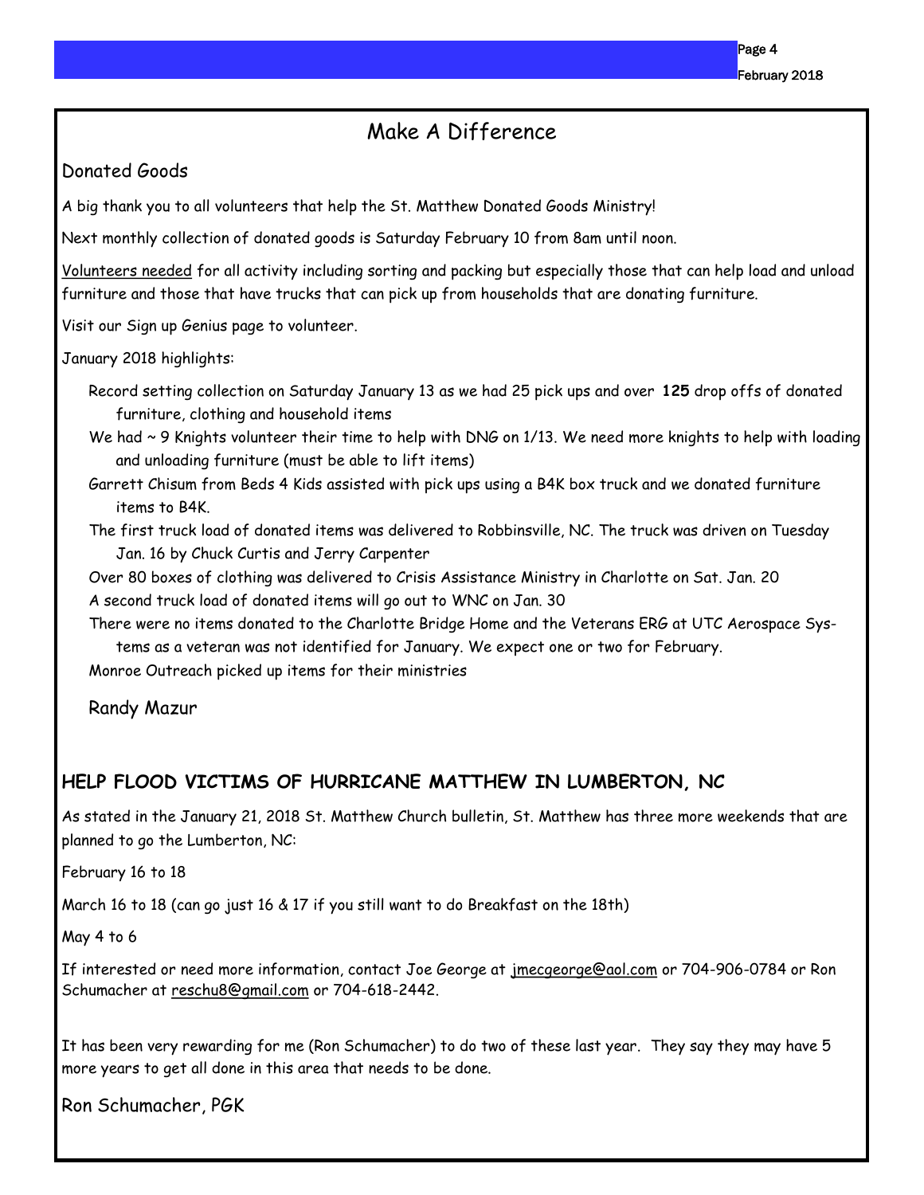# Make A Difference

## Donated Goods

A big thank you to all volunteers that help the St. Matthew Donated Goods Ministry!

Next monthly collection of donated goods is Saturday February 10 from 8am until noon.

Volunteers needed for all activity including sorting and packing but especially those that can help load and unload furniture and those that have trucks that can pick up from households that are donating furniture.

Visit our Sign up Genius page to volunteer.

January 2018 highlights:

- Record setting collection on Saturday January 13 as we had 25 pick ups and over **125** drop offs of donated furniture, clothing and household items
- We had ~ 9 Knights volunteer their time to help with DNG on 1/13. We need more knights to help with loading and unloading furniture (must be able to lift items)
- Garrett Chisum from Beds 4 Kids assisted with pick ups using a B4K box truck and we donated furniture items to B4K.
- The first truck load of donated items was delivered to Robbinsville, NC. The truck was driven on Tuesday Jan. 16 by Chuck Curtis and Jerry Carpenter
- Over 80 boxes of clothing was delivered to Crisis Assistance Ministry in Charlotte on Sat. Jan. 20
- A second truck load of donated items will go out to WNC on Jan. 30
- There were no items donated to the Charlotte Bridge Home and the Veterans ERG at UTC Aerospace Systems as a veteran was not identified for January. We expect one or two for February.
- Monroe Outreach picked up items for their ministries

Randy Mazur

## HELP FLOOD VICTIMS OF HURRICANE MATTHEW IN LUMBERTON, NC

As stated in the January 21, 2018 St. Matthew Church bulletin, St. Matthew has three more weekends that are planned to go the Lumberton, NC:

February 16 to 18

March 16 to 18 (can go just 16 & 17 if you still want to do Breakfast on the 18th)

May 4 to 6

If interested or need more information, contact Joe George at jmecgeorge@aol.com or 704-906-0784 or Ron Schumacher at reschu8@gmail.com or 704-618-2442.

It has been very rewarding for me (Ron Schumacher) to do two of these last year. They say they may have 5 more years to get all done in this area that needs to be done.

Ron Schumacher, PGK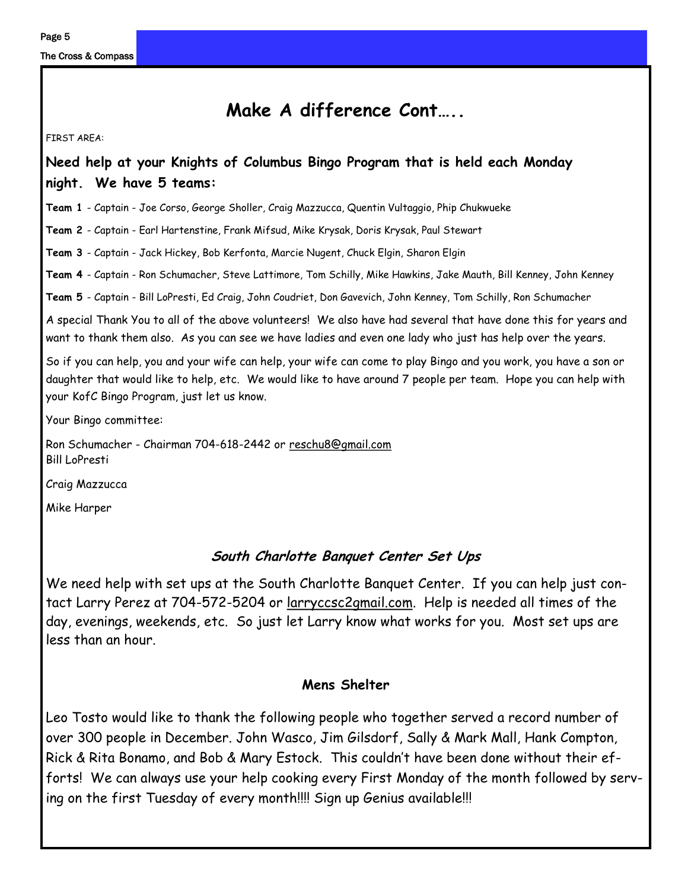## Make A difference Cont…..

FIRST AREA:

**Need help at your Knights of Columbus Bingo Program that is held each Monday night. We have 5 teams:**

**Team 1** - Captain - Joe Corso, George Sholler, Craig Mazzucca, Quentin Vultaggio, Phip Chukwueke

**Team 2** - Captain - Earl Hartenstine, Frank Mifsud, Mike Krysak, Doris Krysak, Paul Stewart

**Team 3** - Captain - Jack Hickey, Bob Kerfonta, Marcie Nugent, Chuck Elgin, Sharon Elgin

**Team 4** - Captain - Ron Schumacher, Steve Lattimore, Tom Schilly, Mike Hawkins, Jake Mauth, Bill Kenney, John Kenney

**Team 5** - Captain - Bill LoPresti, Ed Craig, John Coudriet, Don Gavevich, John Kenney, Tom Schilly, Ron Schumacher

A special Thank You to all of the above volunteers! We also have had several that have done this for years and want to thank them also. As you can see we have ladies and even one lady who just has help over the years.

So if you can help, you and your wife can help, your wife can come to play Bingo and you work, you have a son or daughter that would like to help, etc. We would like to have around 7 people per team. Hope you can help with your KofC Bingo Program, just let us know.

Your Bingo committee:

Ron Schumacher - Chairman 704-618-2442 or reschu8@gmail.com
Bill LoPresti

Craig Mazzucca

Mike Harper

### *South Charlotte Banquet Center Set Ups*

We need help with set ups at the South Charlotte Banquet Center. If you can help just contact Larry Perez at 704-572-5204 or larryccsc2gmail.com. Help is needed all times of the day, evenings, weekends, etc. So just let Larry know what works for you. Most set ups are less than an hour.

### Mens Shelter

Leo Tosto would like to thank the following people who together served a record number of over 300 people in December. John Wasco, Jim Gilsdorf, Sally & Mark Mall, Hank Compton, Rick & Rita Bonamo, and Bob & Mary Estock. This couldn't have been done without their efforts! We can always use your help cooking every First Monday of the month followed by serving on the first Tuesday of every month!!!! Sign up Genius available!!!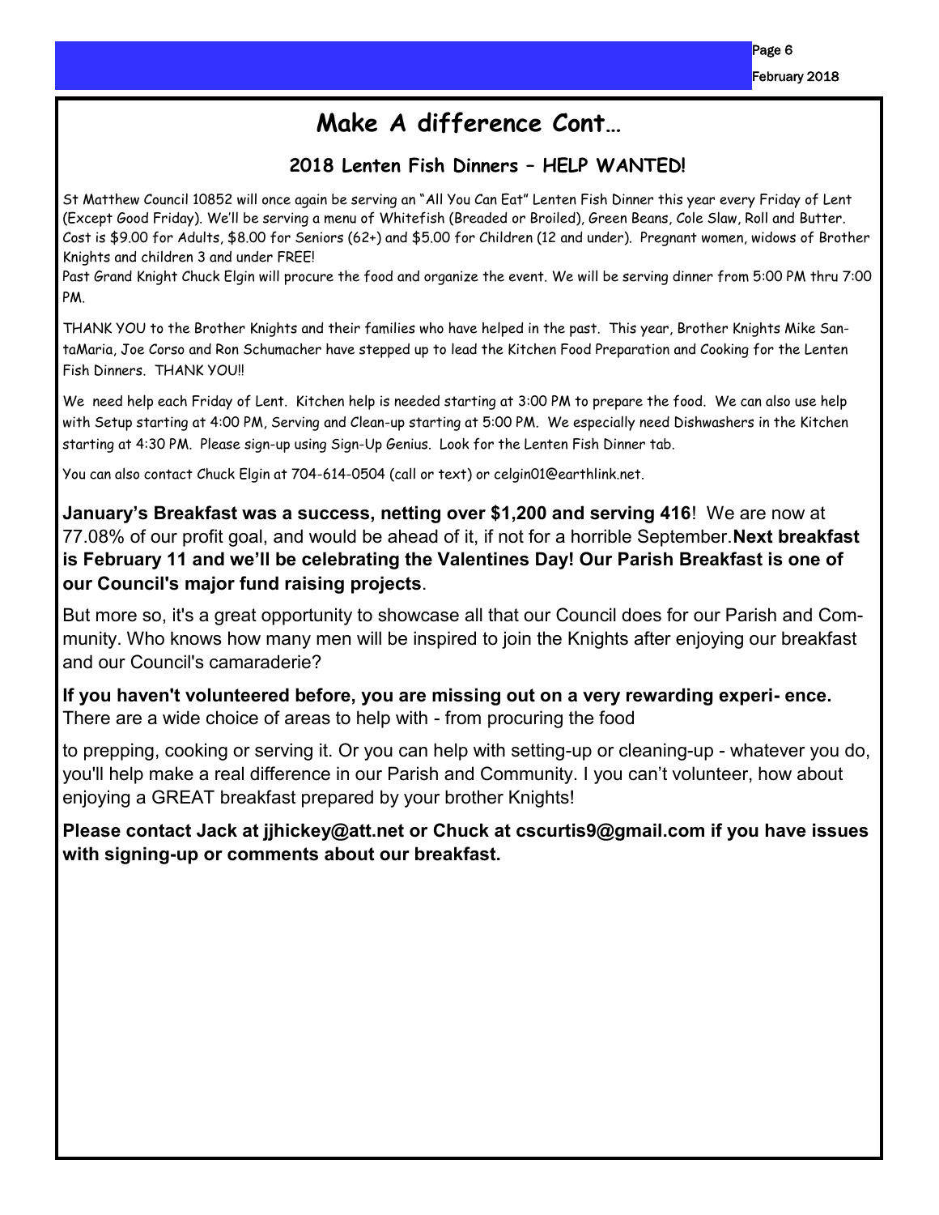# Make A difference Cont…

## 2018 Lenten Fish Dinners – HELP WANTED!

St Matthew Council 10852 will once again be serving an "All You Can Eat" Lenten Fish Dinner this year every Friday of Lent (Except Good Friday). We'll be serving a menu of Whitefish (Breaded or Broiled), Green Beans, Cole Slaw, Roll and Butter. Cost is $9.00 for Adults, $8.00 for Seniors (62+) and $5.00 for Children (12 and under). Pregnant women, widows of Brother Knights and children 3 and under FREE!

Past Grand Knight Chuck Elgin will procure the food and organize the event. We will be serving dinner from 5:00 PM thru 7:00 PM.

THANK YOU to the Brother Knights and their families who have helped in the past. This year, Brother Knights Mike SantaMaria, Joe Corso and Ron Schumacher have stepped up to lead the Kitchen Food Preparation and Cooking for the Lenten Fish Dinners. THANK YOU!!

We need help each Friday of Lent. Kitchen help is needed starting at 3:00 PM to prepare the food. We can also use help with Setup starting at 4:00 PM, Serving and Clean-up starting at 5:00 PM. We especially need Dishwashers in the Kitchen starting at 4:30 PM. Please sign-up using Sign-Up Genius. Look for the Lenten Fish Dinner tab.

You can also contact Chuck Elgin at 704-614-0504 (call or text) or celgin01@earthlink.net.

**January's Breakfast was a success, netting over $1,200 and serving 416**! We are now at 77.08% of our profit goal, and would be ahead of it, if not for a horrible September. **Next breakfast is February 11 and we'll be celebrating the Valentines Day! Our Parish Breakfast is one of our Council's major fund raising projects**.

But more so, it's a great opportunity to showcase all that our Council does for our Parish and Community. Who knows how many men will be inspired to join the Knights after enjoying our breakfast and our Council's camaraderie?

**If you haven't volunteered before, you are missing out on a very rewarding experience.** There are a wide choice of areas to help with - from procuring the food

to prepping, cooking or serving it. Or you can help with setting-up or cleaning-up - whatever you do, you'll help make a real difference in our Parish and Community. I you can't volunteer, how about enjoying a GREAT breakfast prepared by your brother Knights!

**Please contact Jack at jjhickey@att.net or Chuck at cscurtis9@gmail.com if you have issues with signing-up or comments about our breakfast.**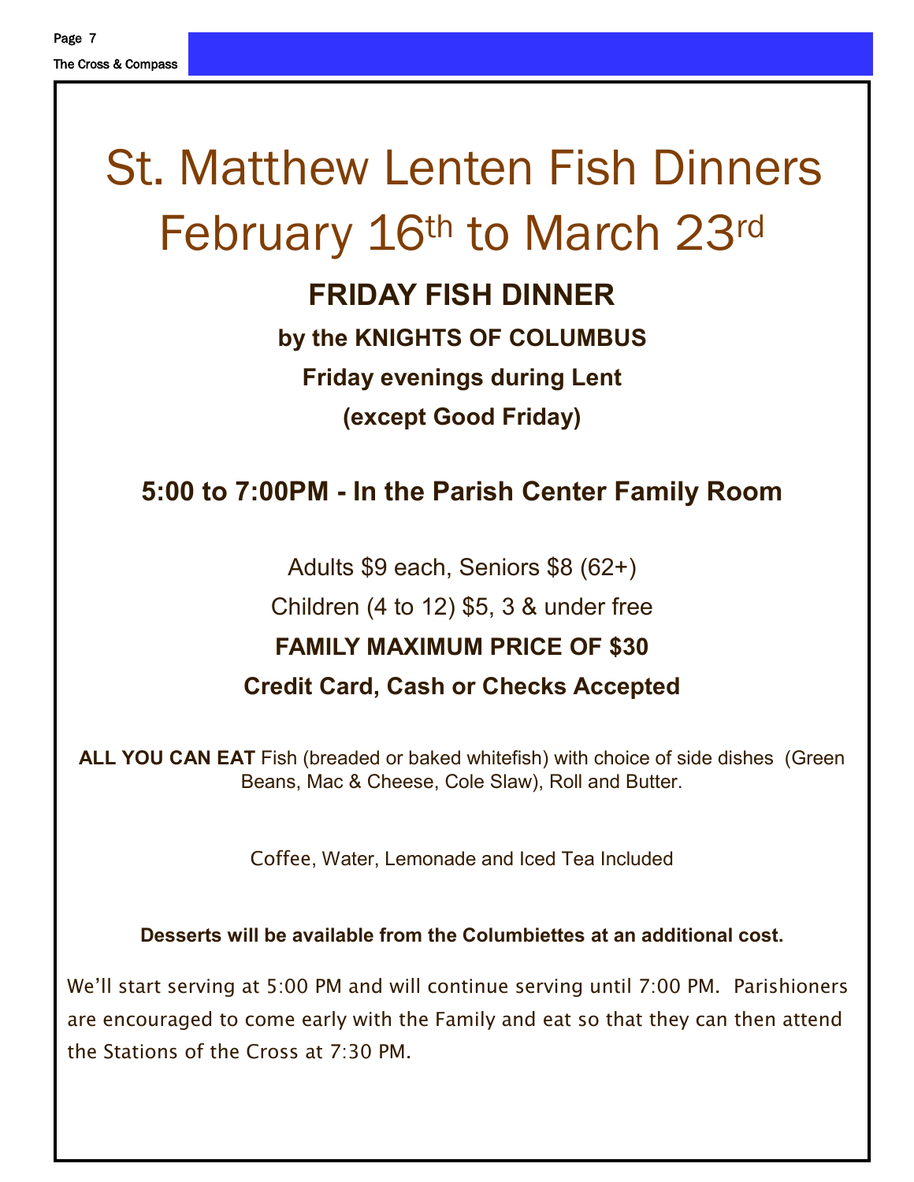# St. Matthew Lenten Fish Dinners February 16th to March 23rd

## FRIDAY FISH DINNER

**by the KNIGHTS OF COLUMBUS**

**Friday evenings during Lent**

**(except Good Friday)**

### 5:00 to 7:00PM - In the Parish Center Family Room

Adults $9 each, Seniors $8 (62+)

Children (4 to 12) $5, 3 & under free

**FAMILY MAXIMUM PRICE OF $30**

**Credit Card, Cash or Checks Accepted**

**ALL YOU CAN EAT** Fish (breaded or baked whitefish) with choice of side dishes (Green Beans, Mac & Cheese, Cole Slaw), Roll and Butter.

Coffee, Water, Lemonade and Iced Tea Included

**Desserts will be available from the Columbiettes at an additional cost.**

We'll start serving at 5:00 PM and will continue serving until 7:00 PM. Parishioners are encouraged to come early with the Family and eat so that they can then attend the Stations of the Cross at 7:30 PM.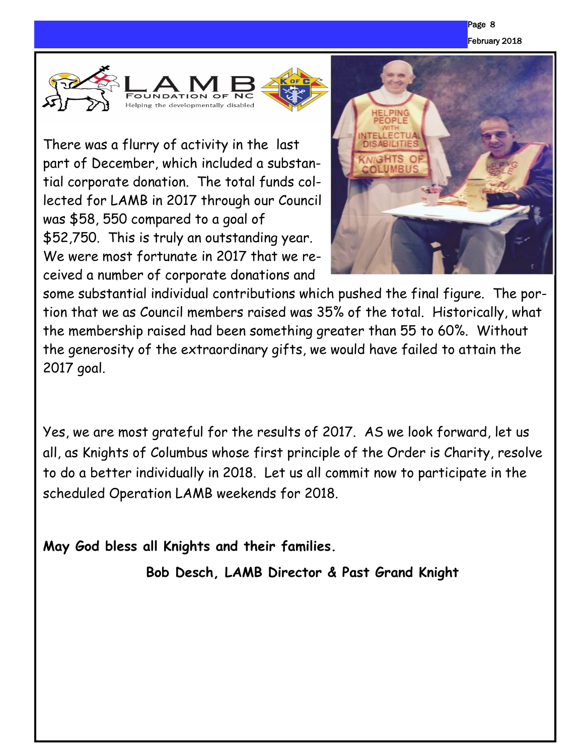There was a flurry of activity in the last part of December, which included a substantial corporate donation. The total funds collected for LAMB in 2017 through our Council was $58, 550 compared to a goal of $52,750. This is truly an outstanding year. We were most fortunate in 2017 that we received a number of corporate donations and some substantial individual contributions which pushed the final figure. The portion that we as Council members raised was 35% of the total. Historically, what the membership raised had been something greater than 55 to 60%. Without the generosity of the extraordinary gifts, we would have failed to attain the 2017 goal.

Yes, we are most grateful for the results of 2017. AS we look forward, let us all, as Knights of Columbus whose first principle of the Order is Charity, resolve to do a better individually in 2018. Let us all commit now to participate in the scheduled Operation LAMB weekends for 2018.

**May God bless all Knights and their families.**

**Bob Desch, LAMB Director & Past Grand Knight**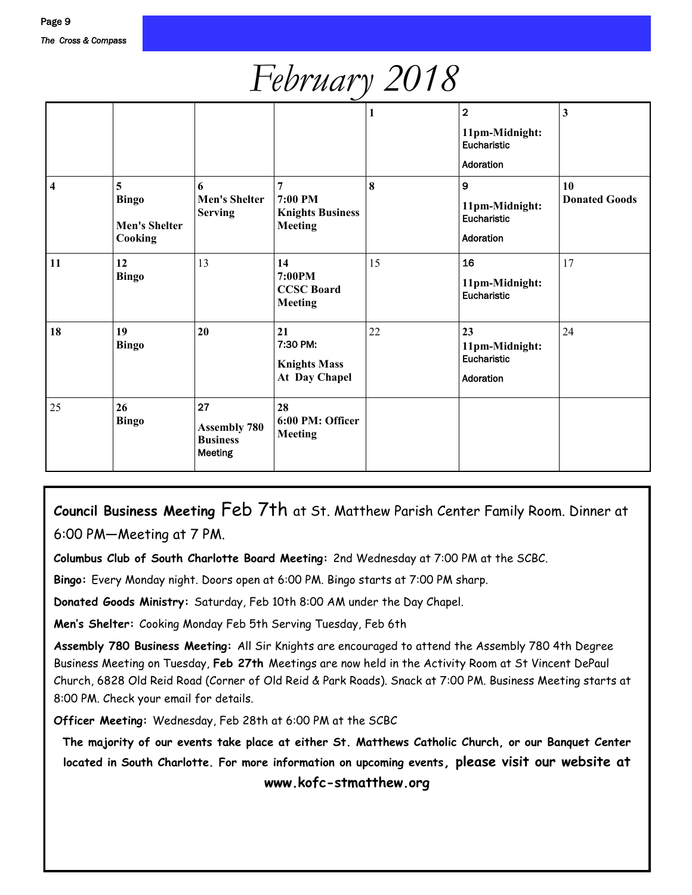# February 2018

| | | | | | | |
|---|---|---|---|---|---|---|
| | | | | 1 | 2<br>11pm-Midnight: Eucharistic Adoration | 3 |
| 4 | 5<br>Bingo<br>Men's Shelter Cooking | 6<br>Men's Shelter Serving | 7<br>7:00 PM<br>Knights Business Meeting | 8 | 9<br>11pm-Midnight: Eucharistic Adoration | 10<br>Donated Goods |
| 11 | 12<br>Bingo | 13 | 14<br>7:00PM<br>CCSC Board Meeting | 15 | 16<br>11pm-Midnight: Eucharistic | 17 |
| 18 | 19<br>Bingo | 20 | 21<br>7:30 PM:<br>Knights Mass At Day Chapel | 22 | 23<br>11pm-Midnight: Eucharistic Adoration | 24 |
| 25 | 26<br>Bingo | 27<br>Assembly 780 Business Meeting | 28<br>6:00 PM: Officer Meeting | | | |

**Council Business Meeting** Feb 7th at St. Matthew Parish Center Family Room. Dinner at 6:00 PM—Meeting at 7 PM.

**Columbus Club of South Charlotte Board Meeting:** 2nd Wednesday at 7:00 PM at the SCBC.

**Bingo:** Every Monday night. Doors open at 6:00 PM. Bingo starts at 7:00 PM sharp.

**Donated Goods Ministry:** Saturday, Feb 10th 8:00 AM under the Day Chapel.

**Men's Shelter:** Cooking Monday Feb 5th Serving Tuesday, Feb 6th

**Assembly 780 Business Meeting:** All Sir Knights are encouraged to attend the Assembly 780 4th Degree Business Meeting on Tuesday, **Feb 27th** Meetings are now held in the Activity Room at St Vincent DePaul Church, 6828 Old Reid Road (Corner of Old Reid & Park Roads). Snack at 7:00 PM. Business Meeting starts at 8:00 PM. Check your email for details.

**Officer Meeting:** Wednesday, Feb 28th at 6:00 PM at the SCBC

**The majority of our events take place at either St. Matthews Catholic Church, or our Banquet Center located in South Charlotte. For more information on upcoming events, please visit our website at www.kofc-stmatthew.org**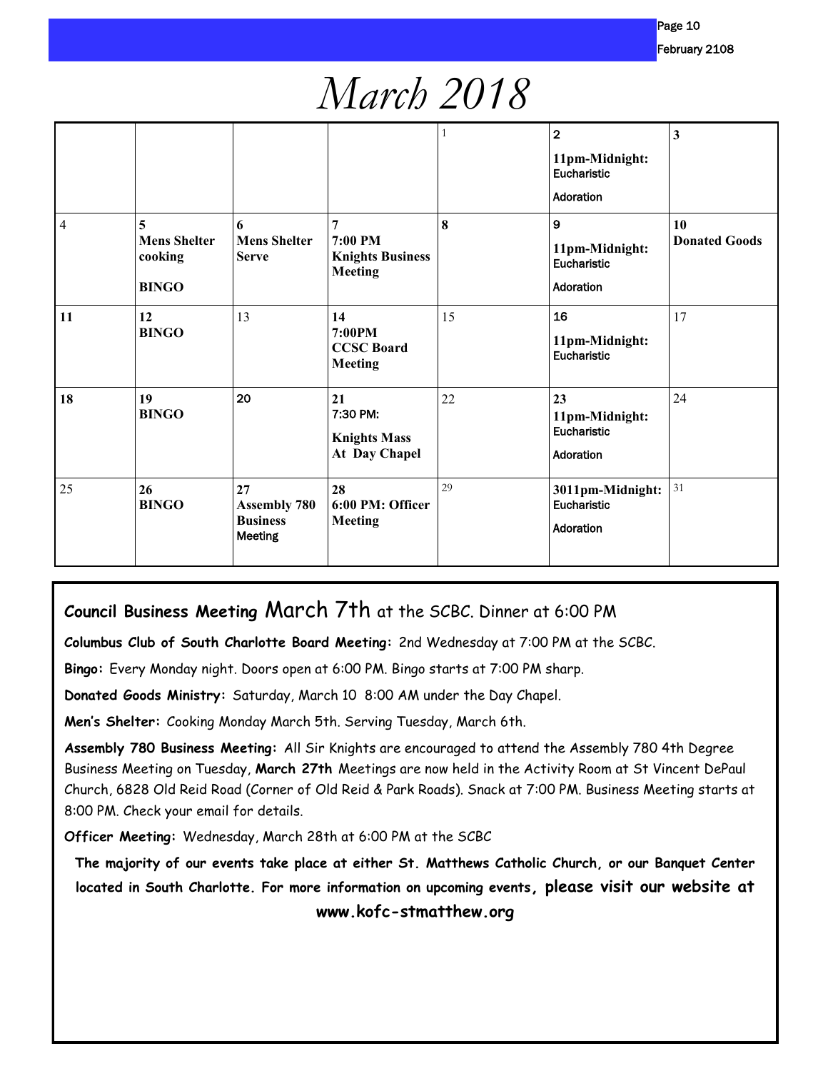# March 2018

| | | | | | | |
|---|---|---|---|---|---|---|
| | | | | 1 | **2** **11pm-Midnight:** Eucharistic Adoration | **3** |
| 4 | **5** **Mens Shelter cooking** **BINGO** | **6** **Mens Shelter Serve** | **7** **7:00 PM Knights Business Meeting** | **8** | **9** **11pm-Midnight:** Eucharistic Adoration | **10** **Donated Goods** |
| **11** | **12** **BINGO** | 13 | **14** **7:00PM CCSC Board Meeting** | 15 | **16** **11pm-Midnight:** Eucharistic | 17 |
| **18** | **19** **BINGO** | **20** | **21** 7:30 PM: **Knights Mass At Day Chapel** | 22 | **23** **11pm-Midnight:** Eucharistic Adoration | 24 |
| 25 | **26** **BINGO** | **27** **Assembly 780 Business** Meeting | **28** **6:00 PM: Officer Meeting** | 29 | **3011pm-Midnight:** Eucharistic Adoration | 31 |

**Council Business Meeting** March 7th at the SCBC. Dinner at 6:00 PM

**Columbus Club of South Charlotte Board Meeting:** 2nd Wednesday at 7:00 PM at the SCBC.

**Bingo:** Every Monday night. Doors open at 6:00 PM. Bingo starts at 7:00 PM sharp.

**Donated Goods Ministry:** Saturday, March 10 8:00 AM under the Day Chapel.

**Men's Shelter:** Cooking Monday March 5th. Serving Tuesday, March 6th.

**Assembly 780 Business Meeting:** All Sir Knights are encouraged to attend the Assembly 780 4th Degree Business Meeting on Tuesday, **March 27th** Meetings are now held in the Activity Room at St Vincent DePaul Church, 6828 Old Reid Road (Corner of Old Reid & Park Roads). Snack at 7:00 PM. Business Meeting starts at 8:00 PM. Check your email for details.

**Officer Meeting:** Wednesday, March 28th at 6:00 PM at the SCBC

**The majority of our events take place at either St. Matthews Catholic Church, or our Banquet Center located in South Charlotte. For more information on upcoming events, please visit our website at www.kofc-stmatthew.org**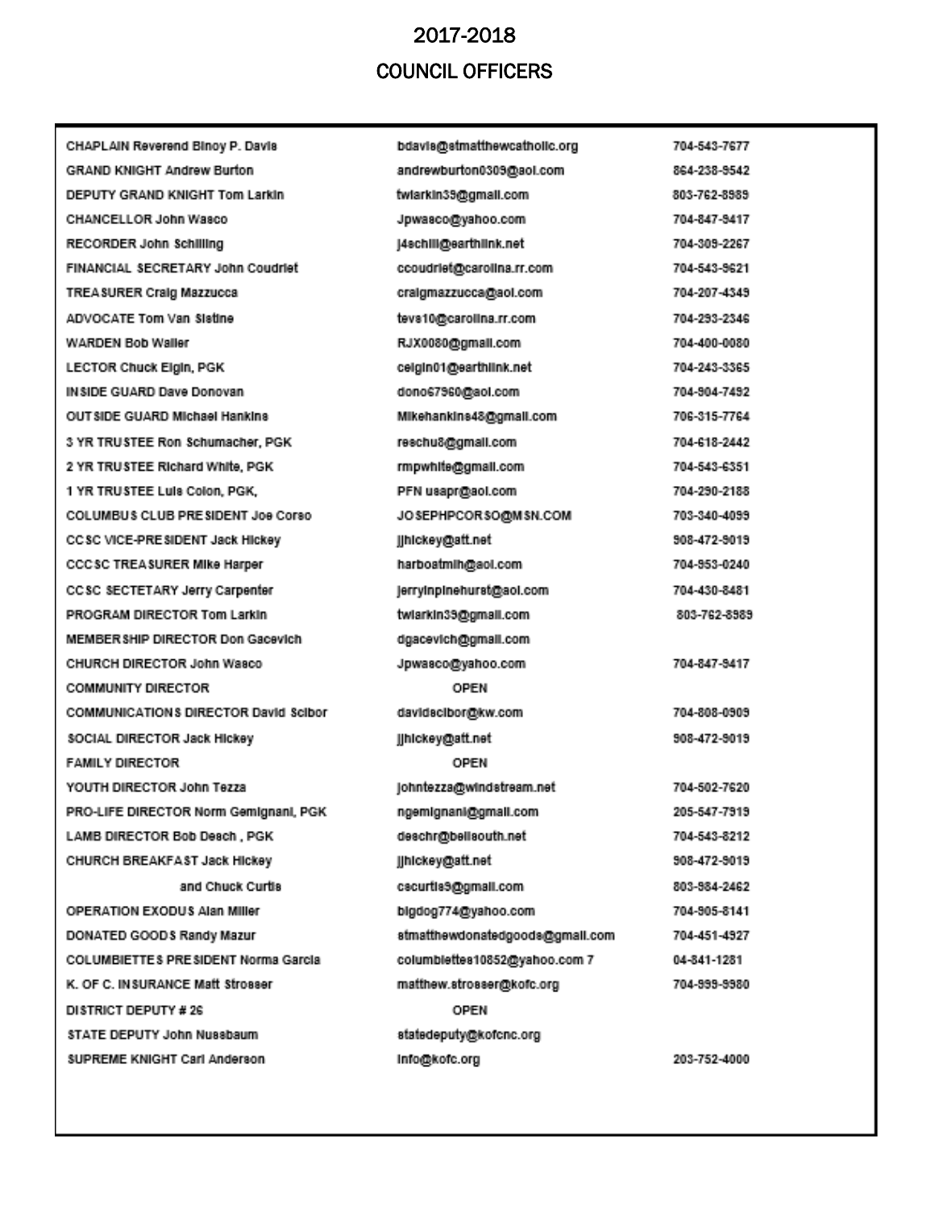# 2017-2018

## COUNCIL OFFICERS

| | | |
|---|---|---|
| CHAPLAIN Reverend Binoy P. Davis | bdavis@stmatthewcatholic.org | 704-543-7677 |
| GRAND KNIGHT Andrew Burton | andrewburton0309@aol.com | 864-238-9542 |
| DEPUTY GRAND KNIGHT Tom Larkin | twlarkin39@gmail.com | 803-762-8989 |
| CHANCELLOR John Wasco | Jpwasco@yahoo.com | 704-847-9417 |
| RECORDER John Schilling | j4schill@earthlink.net | 704-309-2267 |
| FINANCIAL SECRETARY John Coudriet | ccoudriet@carolina.rr.com | 704-543-9621 |
| TREASURER Craig Mazzucca | craigmazzucca@aol.com | 704-207-4349 |
| ADVOCATE Tom Van Sistine | tevs10@carolina.rr.com | 704-293-2346 |
| WARDEN Bob Waller | RJX0080@gmail.com | 704-400-0080 |
| LECTOR Chuck Elgin, PGK | celgin01@earthlink.net | 704-243-3365 |
| INSIDE GUARD Dave Donovan | dono67960@aol.com | 704-904-7492 |
| OUTSIDE GUARD Michael Hankins | Mikehankins48@gmail.com | 706-315-7764 |
| 3 YR TRUSTEE Ron Schumacher, PGK | reschu8@gmail.com | 704-618-2442 |
| 2 YR TRUSTEE Richard White, PGK | rmpwhite@gmail.com | 704-543-6351 |
| 1 YR TRUSTEE Luis Colon, PGK, | PFN usapr@aol.com | 704-290-2188 |
| COLUMBUS CLUB PRESIDENT Joe Corso | JOSEPHPCORSO@MSN.COM | 703-340-4099 |
| CCSC VICE-PRESIDENT Jack Hickey | jjhickey@att.net | 908-472-9019 |
| CCCSC TREASURER Mike Harper | harboatmlh@aol.com | 704-953-0240 |
| CCSC SECTETARY Jerry Carpenter | jerryinpinehurst@aol.com | 704-430-8481 |
| PROGRAM DIRECTOR Tom Larkin | twlarkin39@gmail.com | 803-762-8989 |
| MEMBERSHIP DIRECTOR Don Gacevich | dgacevich@gmail.com | |
| CHURCH DIRECTOR John Wasco | Jpwasco@yahoo.com | 704-847-9417 |
| COMMUNITY DIRECTOR | OPEN | |
| COMMUNICATIONS DIRECTOR David Scibor | davidscibor@kw.com | 704-808-0909 |
| SOCIAL DIRECTOR Jack Hickey | jjhickey@att.net | 908-472-9019 |
| FAMILY DIRECTOR | OPEN | |
| YOUTH DIRECTOR John Tezza | johntezza@windstream.net | 704-502-7620 |
| PRO-LIFE DIRECTOR Norm Gemignani, PGK | ngemignani@gmail.com | 205-547-7919 |
| LAMB DIRECTOR Bob Desch , PGK | deschr@bellsouth.net | 704-543-8212 |
| CHURCH BREAKFAST Jack Hickey | jjhickey@att.net | 908-472-9019 |
| and Chuck Curtis | cscurtis9@gmail.com | 803-984-2462 |
| OPERATION EXODUS Alan Miller | bigdog774@yahoo.com | 704-905-8141 |
| DONATED GOODS Randy Mazur | stmatthewdonatedgoods@gmail.com | 704-451-4927 |
| COLUMBIETTES PRESIDENT Norma Garcia | columbiettes10852@yahoo.com 7 | 04-841-1281 |
| K. OF C. INSURANCE Matt Strosser | matthew.strosser@kofc.org | 704-999-9980 |
| DISTRICT DEPUTY # 26 | OPEN | |
| STATE DEPUTY John Nussbaum | statedeputy@kofcnc.org | |
| SUPREME KNIGHT Carl Anderson | info@kofc.org | 203-752-4000 |